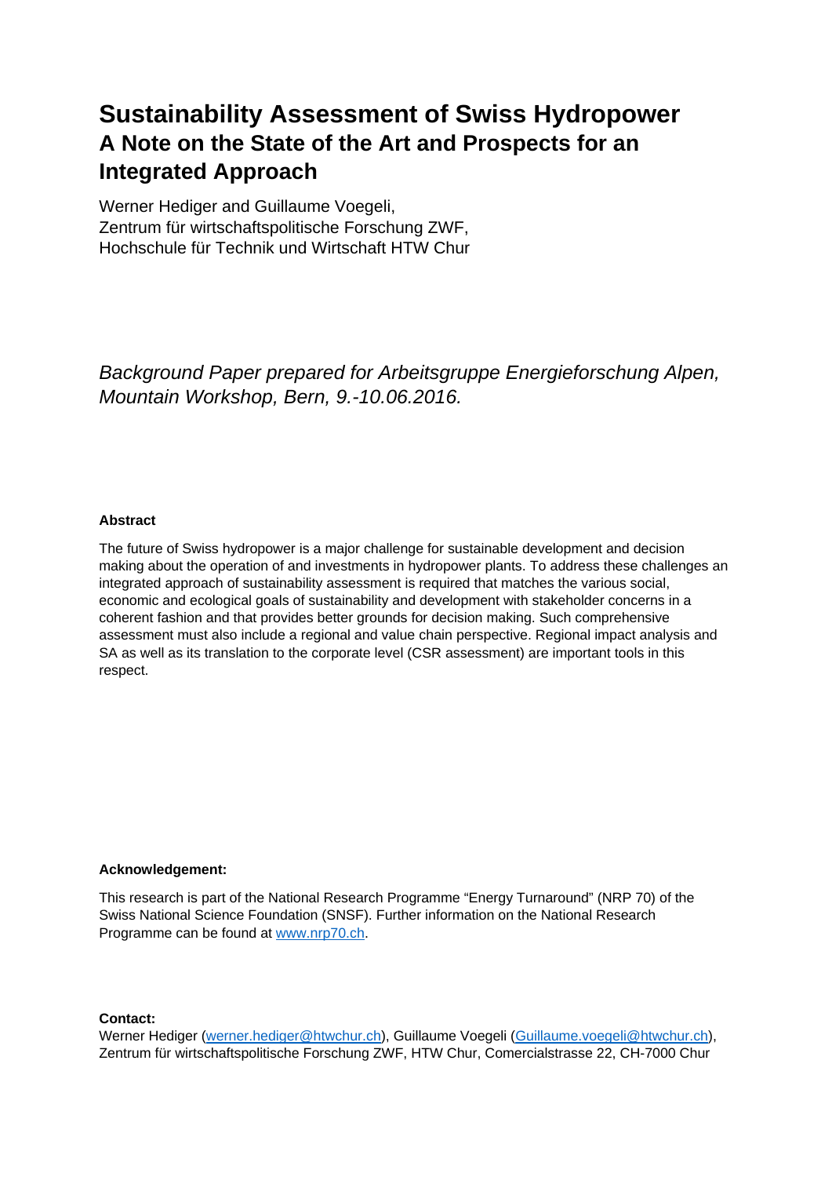# Sustainability Assessment of Swiss Hydropower
## A Note on the State of the Art and Prospects for an Integrated Approach

Werner Hediger and Guillaume Voegeli,
Zentrum für wirtschaftspolitische Forschung ZWF,
Hochschule für Technik und Wirtschaft HTW Chur

*Background Paper prepared for Arbeitsgruppe Energieforschung Alpen, Mountain Workshop, Bern, 9.-10.06.2016.*

**Abstract**

The future of Swiss hydropower is a major challenge for sustainable development and decision making about the operation of and investments in hydropower plants. To address these challenges an integrated approach of sustainability assessment is required that matches the various social, economic and ecological goals of sustainability and development with stakeholder concerns in a coherent fashion and that provides better grounds for decision making. Such comprehensive assessment must also include a regional and value chain perspective. Regional impact analysis and SA as well as its translation to the corporate level (CSR assessment) are important tools in this respect.

**Acknowledgement:**

This research is part of the National Research Programme "Energy Turnaround" (NRP 70) of the Swiss National Science Foundation (SNSF). Further information on the National Research Programme can be found at www.nrp70.ch.

**Contact:**
Werner Hediger (werner.hediger@htwchur.ch), Guillaume Voegeli (Guillaume.voegeli@htwchur.ch), Zentrum für wirtschaftspolitische Forschung ZWF, HTW Chur, Comercialstrasse 22, CH-7000 Chur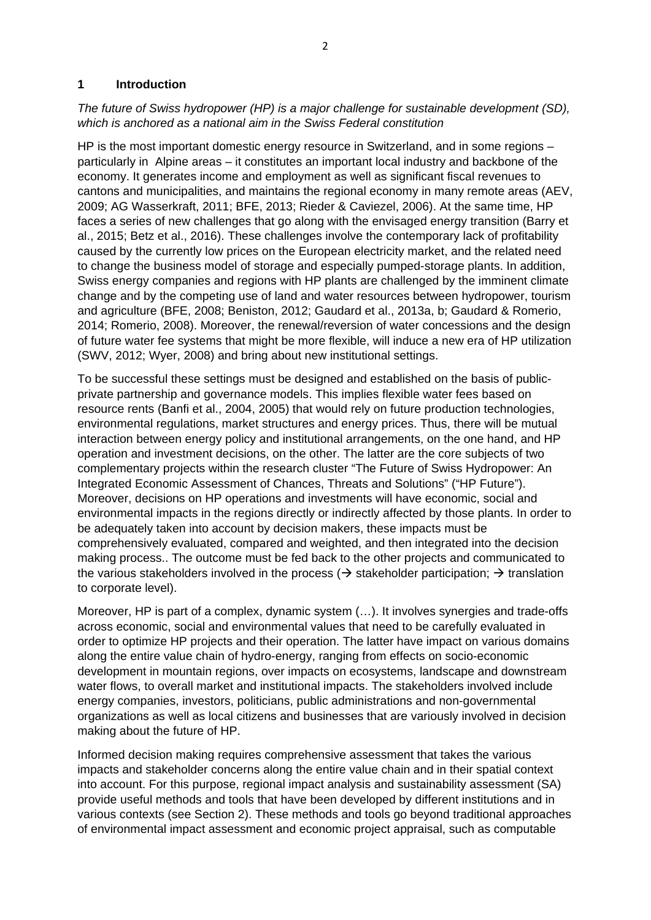# 1 Introduction

*The future of Swiss hydropower (HP) is a major challenge for sustainable development (SD), which is anchored as a national aim in the Swiss Federal constitution*

HP is the most important domestic energy resource in Switzerland, and in some regions – particularly in Alpine areas – it constitutes an important local industry and backbone of the economy. It generates income and employment as well as significant fiscal revenues to cantons and municipalities, and maintains the regional economy in many remote areas (AEV, 2009; AG Wasserkraft, 2011; BFE, 2013; Rieder & Caviezel, 2006). At the same time, HP faces a series of new challenges that go along with the envisaged energy transition (Barry et al., 2015; Betz et al., 2016). These challenges involve the contemporary lack of profitability caused by the currently low prices on the European electricity market, and the related need to change the business model of storage and especially pumped-storage plants. In addition, Swiss energy companies and regions with HP plants are challenged by the imminent climate change and by the competing use of land and water resources between hydropower, tourism and agriculture (BFE, 2008; Beniston, 2012; Gaudard et al., 2013a, b; Gaudard & Romerio, 2014; Romerio, 2008). Moreover, the renewal/reversion of water concessions and the design of future water fee systems that might be more flexible, will induce a new era of HP utilization (SWV, 2012; Wyer, 2008) and bring about new institutional settings.

To be successful these settings must be designed and established on the basis of public-private partnership and governance models. This implies flexible water fees based on resource rents (Banfi et al., 2004, 2005) that would rely on future production technologies, environmental regulations, market structures and energy prices. Thus, there will be mutual interaction between energy policy and institutional arrangements, on the one hand, and HP operation and investment decisions, on the other. The latter are the core subjects of two complementary projects within the research cluster "The Future of Swiss Hydropower: An Integrated Economic Assessment of Chances, Threats and Solutions" ("HP Future"). Moreover, decisions on HP operations and investments will have economic, social and environmental impacts in the regions directly or indirectly affected by those plants. In order to be adequately taken into account by decision makers, these impacts must be comprehensively evaluated, compared and weighted, and then integrated into the decision making process.. The outcome must be fed back to the other projects and communicated to the various stakeholders involved in the process (→ stakeholder participation; → translation to corporate level).

Moreover, HP is part of a complex, dynamic system (…). It involves synergies and trade-offs across economic, social and environmental values that need to be carefully evaluated in order to optimize HP projects and their operation. The latter have impact on various domains along the entire value chain of hydro-energy, ranging from effects on socio-economic development in mountain regions, over impacts on ecosystems, landscape and downstream water flows, to overall market and institutional impacts. The stakeholders involved include energy companies, investors, politicians, public administrations and non-governmental organizations as well as local citizens and businesses that are variously involved in decision making about the future of HP.

Informed decision making requires comprehensive assessment that takes the various impacts and stakeholder concerns along the entire value chain and in their spatial context into account. For this purpose, regional impact analysis and sustainability assessment (SA) provide useful methods and tools that have been developed by different institutions and in various contexts (see Section 2). These methods and tools go beyond traditional approaches of environmental impact assessment and economic project appraisal, such as computable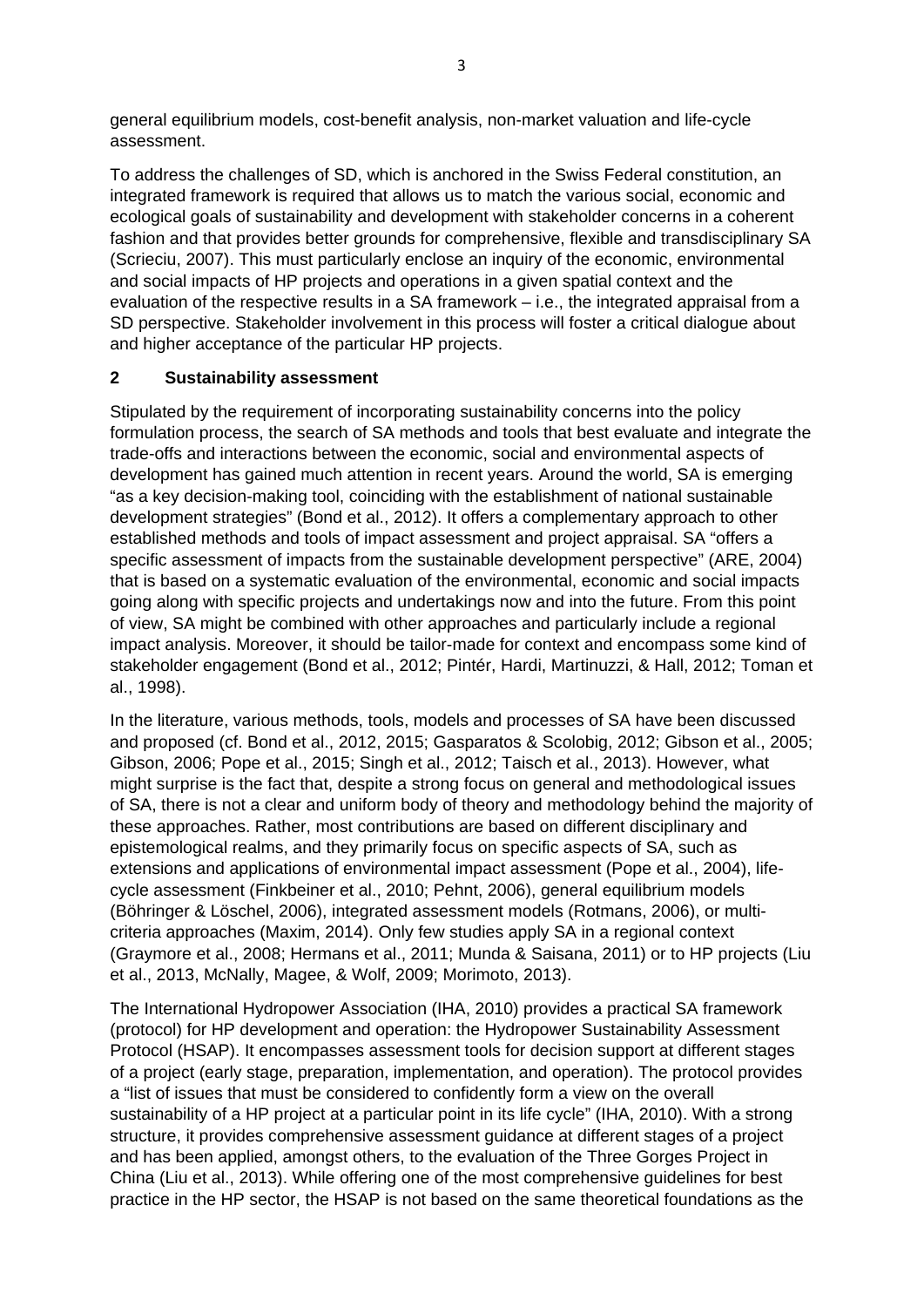general equilibrium models, cost-benefit analysis, non-market valuation and life-cycle assessment.

To address the challenges of SD, which is anchored in the Swiss Federal constitution, an integrated framework is required that allows us to match the various social, economic and ecological goals of sustainability and development with stakeholder concerns in a coherent fashion and that provides better grounds for comprehensive, flexible and transdisciplinary SA (Scrieciu, 2007). This must particularly enclose an inquiry of the economic, environmental and social impacts of HP projects and operations in a given spatial context and the evaluation of the respective results in a SA framework – i.e., the integrated appraisal from a SD perspective. Stakeholder involvement in this process will foster a critical dialogue about and higher acceptance of the particular HP projects.

## 2 Sustainability assessment

Stipulated by the requirement of incorporating sustainability concerns into the policy formulation process, the search of SA methods and tools that best evaluate and integrate the trade-offs and interactions between the economic, social and environmental aspects of development has gained much attention in recent years. Around the world, SA is emerging "as a key decision-making tool, coinciding with the establishment of national sustainable development strategies" (Bond et al., 2012). It offers a complementary approach to other established methods and tools of impact assessment and project appraisal. SA "offers a specific assessment of impacts from the sustainable development perspective" (ARE, 2004) that is based on a systematic evaluation of the environmental, economic and social impacts going along with specific projects and undertakings now and into the future. From this point of view, SA might be combined with other approaches and particularly include a regional impact analysis. Moreover, it should be tailor-made for context and encompass some kind of stakeholder engagement (Bond et al., 2012; Pintér, Hardi, Martinuzzi, & Hall, 2012; Toman et al., 1998).

In the literature, various methods, tools, models and processes of SA have been discussed and proposed (cf. Bond et al., 2012, 2015; Gasparatos & Scolobig, 2012; Gibson et al., 2005; Gibson, 2006; Pope et al., 2015; Singh et al., 2012; Taisch et al., 2013). However, what might surprise is the fact that, despite a strong focus on general and methodological issues of SA, there is not a clear and uniform body of theory and methodology behind the majority of these approaches. Rather, most contributions are based on different disciplinary and epistemological realms, and they primarily focus on specific aspects of SA, such as extensions and applications of environmental impact assessment (Pope et al., 2004), life-cycle assessment (Finkbeiner et al., 2010; Pehnt, 2006), general equilibrium models (Böhringer & Löschel, 2006), integrated assessment models (Rotmans, 2006), or multi-criteria approaches (Maxim, 2014). Only few studies apply SA in a regional context (Graymore et al., 2008; Hermans et al., 2011; Munda & Saisana, 2011) or to HP projects (Liu et al., 2013, McNally, Magee, & Wolf, 2009; Morimoto, 2013).

The International Hydropower Association (IHA, 2010) provides a practical SA framework (protocol) for HP development and operation: the Hydropower Sustainability Assessment Protocol (HSAP). It encompasses assessment tools for decision support at different stages of a project (early stage, preparation, implementation, and operation). The protocol provides a "list of issues that must be considered to confidently form a view on the overall sustainability of a HP project at a particular point in its life cycle" (IHA, 2010). With a strong structure, it provides comprehensive assessment guidance at different stages of a project and has been applied, amongst others, to the evaluation of the Three Gorges Project in China (Liu et al., 2013). While offering one of the most comprehensive guidelines for best practice in the HP sector, the HSAP is not based on the same theoretical foundations as the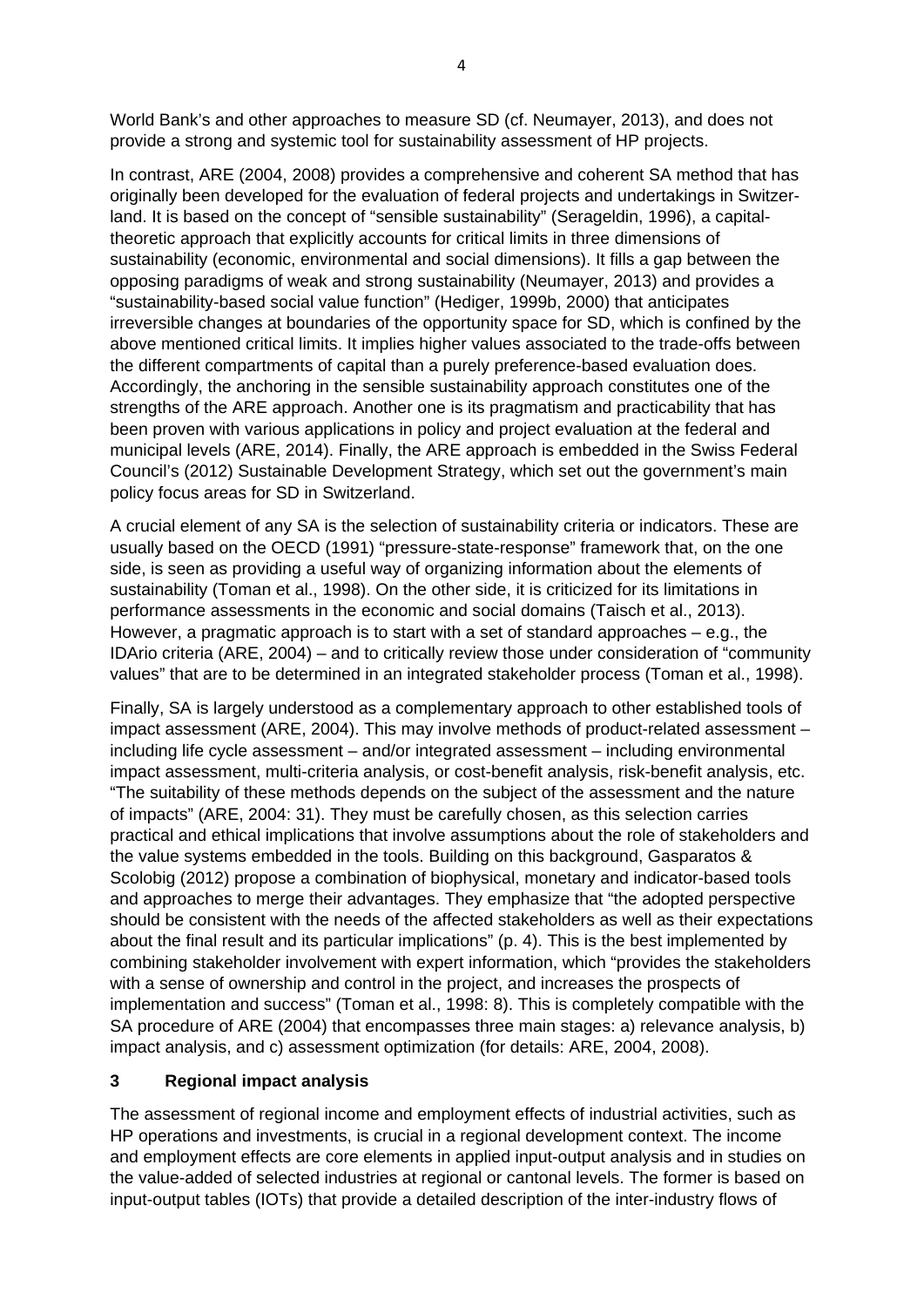World Bank's and other approaches to measure SD (cf. Neumayer, 2013), and does not provide a strong and systemic tool for sustainability assessment of HP projects.

In contrast, ARE (2004, 2008) provides a comprehensive and coherent SA method that has originally been developed for the evaluation of federal projects and undertakings in Switzerland. It is based on the concept of "sensible sustainability" (Serageldin, 1996), a capital-theoretic approach that explicitly accounts for critical limits in three dimensions of sustainability (economic, environmental and social dimensions). It fills a gap between the opposing paradigms of weak and strong sustainability (Neumayer, 2013) and provides a "sustainability-based social value function" (Hediger, 1999b, 2000) that anticipates irreversible changes at boundaries of the opportunity space for SD, which is confined by the above mentioned critical limits. It implies higher values associated to the trade-offs between the different compartments of capital than a purely preference-based evaluation does. Accordingly, the anchoring in the sensible sustainability approach constitutes one of the strengths of the ARE approach. Another one is its pragmatism and practicability that has been proven with various applications in policy and project evaluation at the federal and municipal levels (ARE, 2014). Finally, the ARE approach is embedded in the Swiss Federal Council's (2012) Sustainable Development Strategy, which set out the government's main policy focus areas for SD in Switzerland.

A crucial element of any SA is the selection of sustainability criteria or indicators. These are usually based on the OECD (1991) "pressure-state-response" framework that, on the one side, is seen as providing a useful way of organizing information about the elements of sustainability (Toman et al., 1998). On the other side, it is criticized for its limitations in performance assessments in the economic and social domains (Taisch et al., 2013). However, a pragmatic approach is to start with a set of standard approaches – e.g., the IDArio criteria (ARE, 2004) – and to critically review those under consideration of "community values" that are to be determined in an integrated stakeholder process (Toman et al., 1998).

Finally, SA is largely understood as a complementary approach to other established tools of impact assessment (ARE, 2004). This may involve methods of product-related assessment – including life cycle assessment – and/or integrated assessment – including environmental impact assessment, multi-criteria analysis, or cost-benefit analysis, risk-benefit analysis, etc. "The suitability of these methods depends on the subject of the assessment and the nature of impacts" (ARE, 2004: 31). They must be carefully chosen, as this selection carries practical and ethical implications that involve assumptions about the role of stakeholders and the value systems embedded in the tools. Building on this background, Gasparatos & Scolobig (2012) propose a combination of biophysical, monetary and indicator-based tools and approaches to merge their advantages. They emphasize that "the adopted perspective should be consistent with the needs of the affected stakeholders as well as their expectations about the final result and its particular implications" (p. 4). This is the best implemented by combining stakeholder involvement with expert information, which "provides the stakeholders with a sense of ownership and control in the project, and increases the prospects of implementation and success" (Toman et al., 1998: 8). This is completely compatible with the SA procedure of ARE (2004) that encompasses three main stages: a) relevance analysis, b) impact analysis, and c) assessment optimization (for details: ARE, 2004, 2008).

## 3 Regional impact analysis

The assessment of regional income and employment effects of industrial activities, such as HP operations and investments, is crucial in a regional development context. The income and employment effects are core elements in applied input-output analysis and in studies on the value-added of selected industries at regional or cantonal levels. The former is based on input-output tables (IOTs) that provide a detailed description of the inter-industry flows of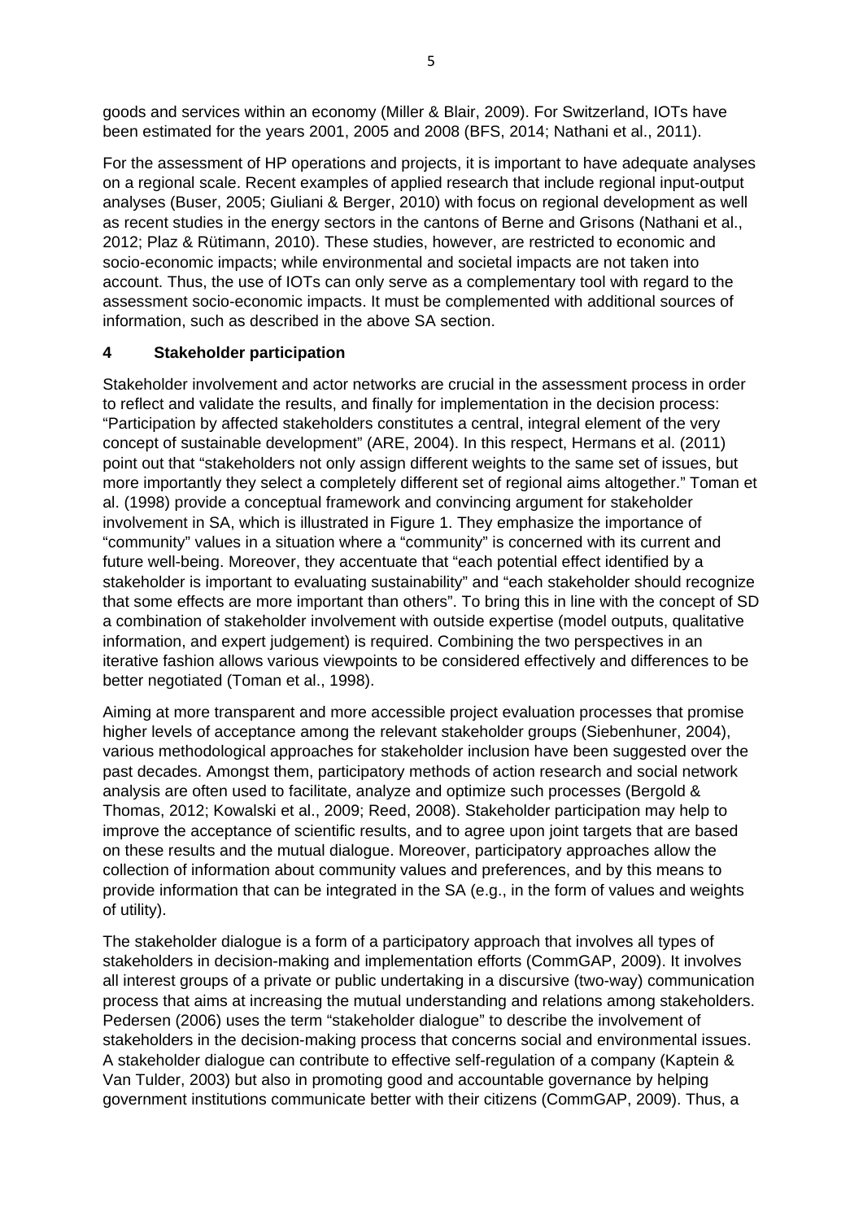goods and services within an economy (Miller & Blair, 2009). For Switzerland, IOTs have been estimated for the years 2001, 2005 and 2008 (BFS, 2014; Nathani et al., 2011).

For the assessment of HP operations and projects, it is important to have adequate analyses on a regional scale. Recent examples of applied research that include regional input-output analyses (Buser, 2005; Giuliani & Berger, 2010) with focus on regional development as well as recent studies in the energy sectors in the cantons of Berne and Grisons (Nathani et al., 2012; Plaz & Rütimann, 2010). These studies, however, are restricted to economic and socio-economic impacts; while environmental and societal impacts are not taken into account. Thus, the use of IOTs can only serve as a complementary tool with regard to the assessment socio-economic impacts. It must be complemented with additional sources of information, such as described in the above SA section.

## 4 Stakeholder participation

Stakeholder involvement and actor networks are crucial in the assessment process in order to reflect and validate the results, and finally for implementation in the decision process: "Participation by affected stakeholders constitutes a central, integral element of the very concept of sustainable development" (ARE, 2004). In this respect, Hermans et al. (2011) point out that "stakeholders not only assign different weights to the same set of issues, but more importantly they select a completely different set of regional aims altogether." Toman et al. (1998) provide a conceptual framework and convincing argument for stakeholder involvement in SA, which is illustrated in Figure 1. They emphasize the importance of "community" values in a situation where a "community" is concerned with its current and future well-being. Moreover, they accentuate that "each potential effect identified by a stakeholder is important to evaluating sustainability" and "each stakeholder should recognize that some effects are more important than others". To bring this in line with the concept of SD a combination of stakeholder involvement with outside expertise (model outputs, qualitative information, and expert judgement) is required. Combining the two perspectives in an iterative fashion allows various viewpoints to be considered effectively and differences to be better negotiated (Toman et al., 1998).

Aiming at more transparent and more accessible project evaluation processes that promise higher levels of acceptance among the relevant stakeholder groups (Siebenhuner, 2004), various methodological approaches for stakeholder inclusion have been suggested over the past decades. Amongst them, participatory methods of action research and social network analysis are often used to facilitate, analyze and optimize such processes (Bergold & Thomas, 2012; Kowalski et al., 2009; Reed, 2008). Stakeholder participation may help to improve the acceptance of scientific results, and to agree upon joint targets that are based on these results and the mutual dialogue. Moreover, participatory approaches allow the collection of information about community values and preferences, and by this means to provide information that can be integrated in the SA (e.g., in the form of values and weights of utility).

The stakeholder dialogue is a form of a participatory approach that involves all types of stakeholders in decision-making and implementation efforts (CommGAP, 2009). It involves all interest groups of a private or public undertaking in a discursive (two-way) communication process that aims at increasing the mutual understanding and relations among stakeholders. Pedersen (2006) uses the term "stakeholder dialogue" to describe the involvement of stakeholders in the decision-making process that concerns social and environmental issues. A stakeholder dialogue can contribute to effective self-regulation of a company (Kaptein & Van Tulder, 2003) but also in promoting good and accountable governance by helping government institutions communicate better with their citizens (CommGAP, 2009). Thus, a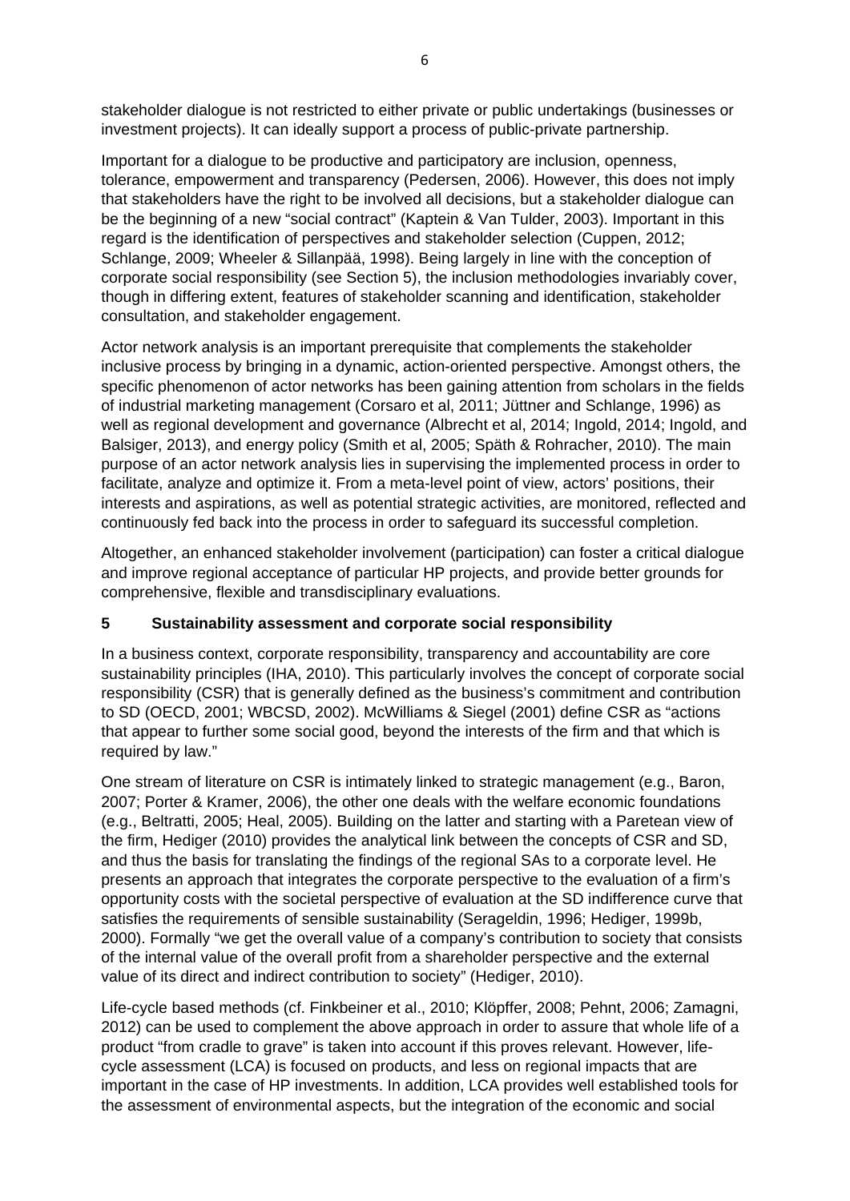stakeholder dialogue is not restricted to either private or public undertakings (businesses or investment projects). It can ideally support a process of public-private partnership.

Important for a dialogue to be productive and participatory are inclusion, openness, tolerance, empowerment and transparency (Pedersen, 2006). However, this does not imply that stakeholders have the right to be involved all decisions, but a stakeholder dialogue can be the beginning of a new "social contract" (Kaptein & Van Tulder, 2003). Important in this regard is the identification of perspectives and stakeholder selection (Cuppen, 2012; Schlange, 2009; Wheeler & Sillanpää, 1998). Being largely in line with the conception of corporate social responsibility (see Section 5), the inclusion methodologies invariably cover, though in differing extent, features of stakeholder scanning and identification, stakeholder consultation, and stakeholder engagement.

Actor network analysis is an important prerequisite that complements the stakeholder inclusive process by bringing in a dynamic, action-oriented perspective. Amongst others, the specific phenomenon of actor networks has been gaining attention from scholars in the fields of industrial marketing management (Corsaro et al, 2011; Jüttner and Schlange, 1996) as well as regional development and governance (Albrecht et al, 2014; Ingold, 2014; Ingold, and Balsiger, 2013), and energy policy (Smith et al, 2005; Späth & Rohracher, 2010). The main purpose of an actor network analysis lies in supervising the implemented process in order to facilitate, analyze and optimize it. From a meta-level point of view, actors' positions, their interests and aspirations, as well as potential strategic activities, are monitored, reflected and continuously fed back into the process in order to safeguard its successful completion.

Altogether, an enhanced stakeholder involvement (participation) can foster a critical dialogue and improve regional acceptance of particular HP projects, and provide better grounds for comprehensive, flexible and transdisciplinary evaluations.

## 5 Sustainability assessment and corporate social responsibility

In a business context, corporate responsibility, transparency and accountability are core sustainability principles (IHA, 2010). This particularly involves the concept of corporate social responsibility (CSR) that is generally defined as the business's commitment and contribution to SD (OECD, 2001; WBCSD, 2002). McWilliams & Siegel (2001) define CSR as "actions that appear to further some social good, beyond the interests of the firm and that which is required by law."

One stream of literature on CSR is intimately linked to strategic management (e.g., Baron, 2007; Porter & Kramer, 2006), the other one deals with the welfare economic foundations (e.g., Beltratti, 2005; Heal, 2005). Building on the latter and starting with a Paretean view of the firm, Hediger (2010) provides the analytical link between the concepts of CSR and SD, and thus the basis for translating the findings of the regional SAs to a corporate level. He presents an approach that integrates the corporate perspective to the evaluation of a firm's opportunity costs with the societal perspective of evaluation at the SD indifference curve that satisfies the requirements of sensible sustainability (Serageldin, 1996; Hediger, 1999b, 2000). Formally "we get the overall value of a company's contribution to society that consists of the internal value of the overall profit from a shareholder perspective and the external value of its direct and indirect contribution to society" (Hediger, 2010).

Life-cycle based methods (cf. Finkbeiner et al., 2010; Klöpffer, 2008; Pehnt, 2006; Zamagni, 2012) can be used to complement the above approach in order to assure that whole life of a product "from cradle to grave" is taken into account if this proves relevant. However, life-cycle assessment (LCA) is focused on products, and less on regional impacts that are important in the case of HP investments. In addition, LCA provides well established tools for the assessment of environmental aspects, but the integration of the economic and social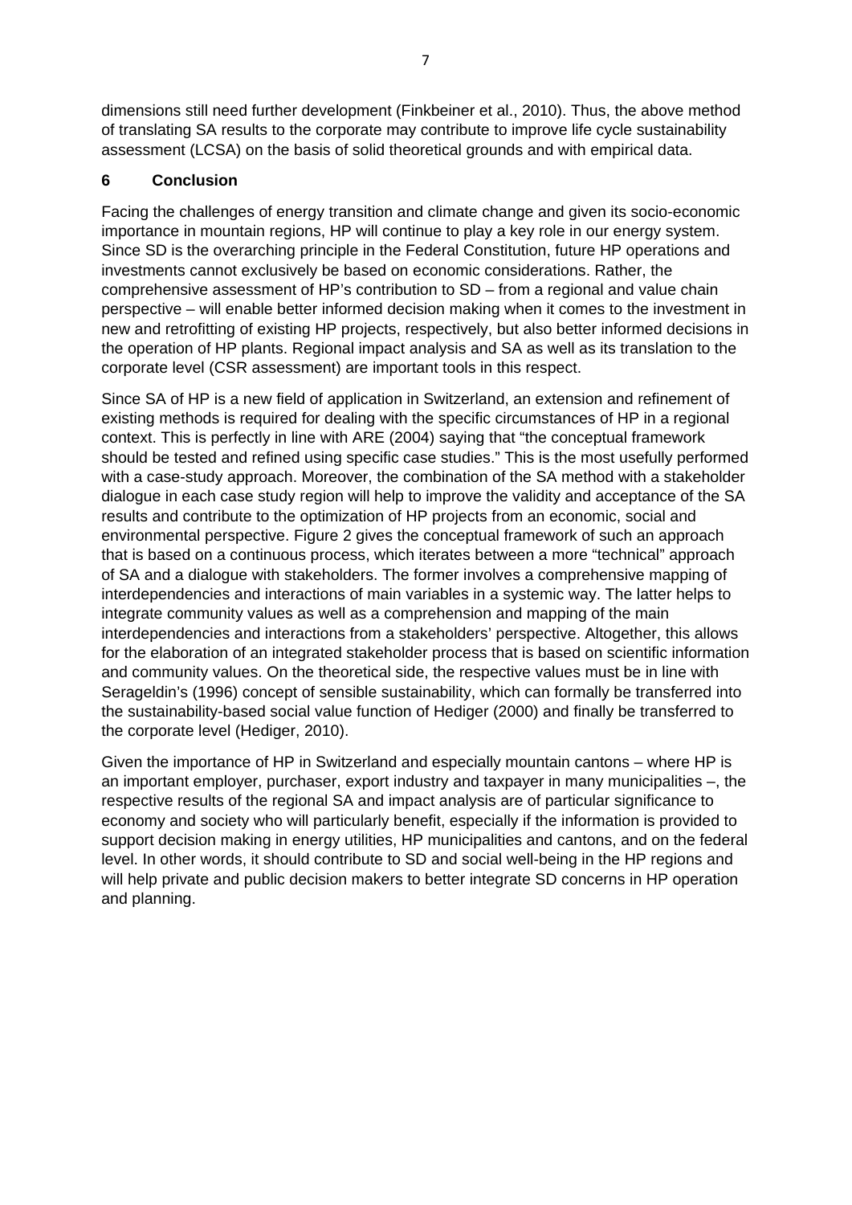dimensions still need further development (Finkbeiner et al., 2010). Thus, the above method of translating SA results to the corporate may contribute to improve life cycle sustainability assessment (LCSA) on the basis of solid theoretical grounds and with empirical data.

## 6 Conclusion

Facing the challenges of energy transition and climate change and given its socio-economic importance in mountain regions, HP will continue to play a key role in our energy system. Since SD is the overarching principle in the Federal Constitution, future HP operations and investments cannot exclusively be based on economic considerations. Rather, the comprehensive assessment of HP's contribution to SD – from a regional and value chain perspective – will enable better informed decision making when it comes to the investment in new and retrofitting of existing HP projects, respectively, but also better informed decisions in the operation of HP plants. Regional impact analysis and SA as well as its translation to the corporate level (CSR assessment) are important tools in this respect.

Since SA of HP is a new field of application in Switzerland, an extension and refinement of existing methods is required for dealing with the specific circumstances of HP in a regional context. This is perfectly in line with ARE (2004) saying that "the conceptual framework should be tested and refined using specific case studies." This is the most usefully performed with a case-study approach. Moreover, the combination of the SA method with a stakeholder dialogue in each case study region will help to improve the validity and acceptance of the SA results and contribute to the optimization of HP projects from an economic, social and environmental perspective. Figure 2 gives the conceptual framework of such an approach that is based on a continuous process, which iterates between a more "technical" approach of SA and a dialogue with stakeholders. The former involves a comprehensive mapping of interdependencies and interactions of main variables in a systemic way. The latter helps to integrate community values as well as a comprehension and mapping of the main interdependencies and interactions from a stakeholders' perspective. Altogether, this allows for the elaboration of an integrated stakeholder process that is based on scientific information and community values. On the theoretical side, the respective values must be in line with Serageldin's (1996) concept of sensible sustainability, which can formally be transferred into the sustainability-based social value function of Hediger (2000) and finally be transferred to the corporate level (Hediger, 2010).

Given the importance of HP in Switzerland and especially mountain cantons – where HP is an important employer, purchaser, export industry and taxpayer in many municipalities –, the respective results of the regional SA and impact analysis are of particular significance to economy and society who will particularly benefit, especially if the information is provided to support decision making in energy utilities, HP municipalities and cantons, and on the federal level. In other words, it should contribute to SD and social well-being in the HP regions and will help private and public decision makers to better integrate SD concerns in HP operation and planning.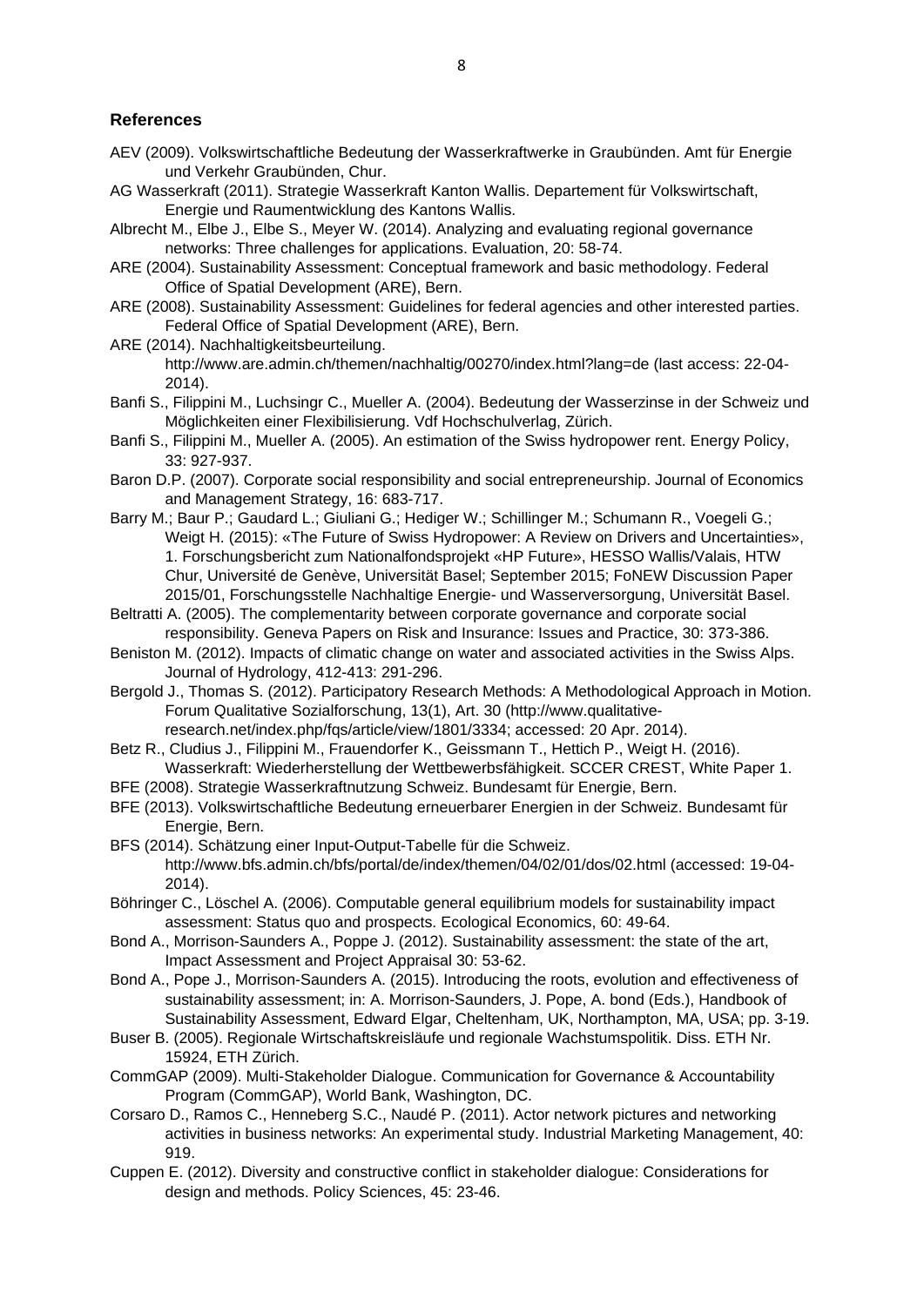### References

AEV (2009). Volkswirtschaftliche Bedeutung der Wasserkraftwerke in Graubünden. Amt für Energie und Verkehr Graubünden, Chur.

AG Wasserkraft (2011). Strategie Wasserkraft Kanton Wallis. Departement für Volkswirtschaft, Energie und Raumentwicklung des Kantons Wallis.

Albrecht M., Elbe J., Elbe S., Meyer W. (2014). Analyzing and evaluating regional governance networks: Three challenges for applications. Evaluation, 20: 58-74.

ARE (2004). Sustainability Assessment: Conceptual framework and basic methodology. Federal Office of Spatial Development (ARE), Bern.

ARE (2008). Sustainability Assessment: Guidelines for federal agencies and other interested parties. Federal Office of Spatial Development (ARE), Bern.

ARE (2014). Nachhaltigkeitsbeurteilung. http://www.are.admin.ch/themen/nachhaltig/00270/index.html?lang=de (last access: 22-04-2014).

Banfi S., Filippini M., Luchsingr C., Mueller A. (2004). Bedeutung der Wasserzinse in der Schweiz und Möglichkeiten einer Flexibilisierung. Vdf Hochschulverlag, Zürich.

Banfi S., Filippini M., Mueller A. (2005). An estimation of the Swiss hydropower rent. Energy Policy, 33: 927-937.

Baron D.P. (2007). Corporate social responsibility and social entrepreneurship. Journal of Economics and Management Strategy, 16: 683-717.

Barry M.; Baur P.; Gaudard L.; Giuliani G.; Hediger W.; Schillinger M.; Schumann R., Voegeli G.; Weigt H. (2015): «The Future of Swiss Hydropower: A Review on Drivers and Uncertainties», 1. Forschungsbericht zum Nationalfondsprojekt «HP Future», HESSO Wallis/Valais, HTW Chur, Université de Genève, Universität Basel; September 2015; FoNEW Discussion Paper 2015/01, Forschungsstelle Nachhaltige Energie- und Wasserversorgung, Universität Basel.

Beltratti A. (2005). The complementarity between corporate governance and corporate social responsibility. Geneva Papers on Risk and Insurance: Issues and Practice, 30: 373-386.

Beniston M. (2012). Impacts of climatic change on water and associated activities in the Swiss Alps. Journal of Hydrology, 412-413: 291-296.

Bergold J., Thomas S. (2012). Participatory Research Methods: A Methodological Approach in Motion. Forum Qualitative Sozialforschung, 13(1), Art. 30 (http://www.qualitative-research.net/index.php/fqs/article/view/1801/3334; accessed: 20 Apr. 2014).

Betz R., Cludius J., Filippini M., Frauendorfer K., Geissmann T., Hettich P., Weigt H. (2016). Wasserkraft: Wiederherstellung der Wettbewerbsfähigkeit. SCCER CREST, White Paper 1.

BFE (2008). Strategie Wasserkraftnutzung Schweiz. Bundesamt für Energie, Bern.

BFE (2013). Volkswirtschaftliche Bedeutung erneuerbarer Energien in der Schweiz. Bundesamt für Energie, Bern.

BFS (2014). Schätzung einer Input-Output-Tabelle für die Schweiz. http://www.bfs.admin.ch/bfs/portal/de/index/themen/04/02/01/dos/02.html (accessed: 19-04-2014).

Böhringer C., Löschel A. (2006). Computable general equilibrium models for sustainability impact assessment: Status quo and prospects. Ecological Economics, 60: 49-64.

Bond A., Morrison-Saunders A., Poppe J. (2012). Sustainability assessment: the state of the art, Impact Assessment and Project Appraisal 30: 53-62.

Bond A., Pope J., Morrison-Saunders A. (2015). Introducing the roots, evolution and effectiveness of sustainability assessment; in: A. Morrison-Saunders, J. Pope, A. bond (Eds.), Handbook of Sustainability Assessment, Edward Elgar, Cheltenham, UK, Northampton, MA, USA; pp. 3-19.

Buser B. (2005). Regionale Wirtschaftskreisläufe und regionale Wachstumspolitik. Diss. ETH Nr. 15924, ETH Zürich.

CommGAP (2009). Multi-Stakeholder Dialogue. Communication for Governance & Accountability Program (CommGAP), World Bank, Washington, DC.

Corsaro D., Ramos C., Henneberg S.C., Naudé P. (2011). Actor network pictures and networking activities in business networks: An experimental study. Industrial Marketing Management, 40: 919.

Cuppen E. (2012). Diversity and constructive conflict in stakeholder dialogue: Considerations for design and methods. Policy Sciences, 45: 23-46.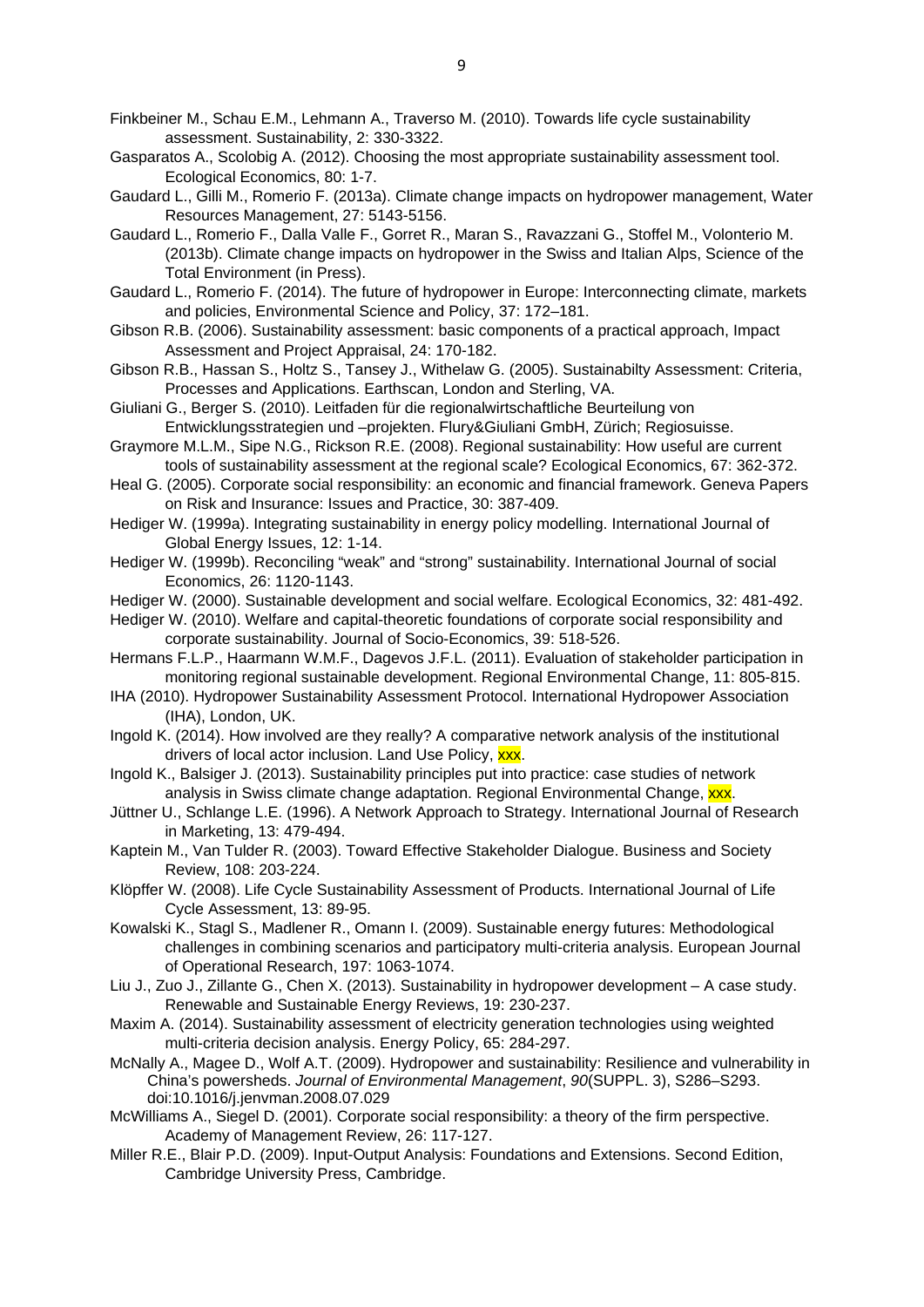Finkbeiner M., Schau E.M., Lehmann A., Traverso M. (2010). Towards life cycle sustainability assessment. Sustainability, 2: 330-3322.

Gasparatos A., Scolobig A. (2012). Choosing the most appropriate sustainability assessment tool. Ecological Economics, 80: 1-7.

Gaudard L., Gilli M., Romerio F. (2013a). Climate change impacts on hydropower management, Water Resources Management, 27: 5143-5156.

Gaudard L., Romerio F., Dalla Valle F., Gorret R., Maran S., Ravazzani G., Stoffel M., Volonterio M. (2013b). Climate change impacts on hydropower in the Swiss and Italian Alps, Science of the Total Environment (in Press).

Gaudard L., Romerio F. (2014). The future of hydropower in Europe: Interconnecting climate, markets and policies, Environmental Science and Policy, 37: 172–181.

Gibson R.B. (2006). Sustainability assessment: basic components of a practical approach, Impact Assessment and Project Appraisal, 24: 170-182.

Gibson R.B., Hassan S., Holtz S., Tansey J., Withelaw G. (2005). Sustainabilty Assessment: Criteria, Processes and Applications. Earthscan, London and Sterling, VA.

Giuliani G., Berger S. (2010). Leitfaden für die regionalwirtschaftliche Beurteilung von Entwicklungsstrategien und –projekten. Flury&Giuliani GmbH, Zürich; Regiosuisse.

Graymore M.L.M., Sipe N.G., Rickson R.E. (2008). Regional sustainability: How useful are current tools of sustainability assessment at the regional scale? Ecological Economics, 67: 362-372.

Heal G. (2005). Corporate social responsibility: an economic and financial framework. Geneva Papers on Risk and Insurance: Issues and Practice, 30: 387-409.

Hediger W. (1999a). Integrating sustainability in energy policy modelling. International Journal of Global Energy Issues, 12: 1-14.

Hediger W. (1999b). Reconciling "weak" and "strong" sustainability. International Journal of social Economics, 26: 1120-1143.

Hediger W. (2000). Sustainable development and social welfare. Ecological Economics, 32: 481-492.

Hediger W. (2010). Welfare and capital-theoretic foundations of corporate social responsibility and corporate sustainability. Journal of Socio-Economics, 39: 518-526.

Hermans F.L.P., Haarmann W.M.F., Dagevos J.F.L. (2011). Evaluation of stakeholder participation in monitoring regional sustainable development. Regional Environmental Change, 11: 805-815.

IHA (2010). Hydropower Sustainability Assessment Protocol. International Hydropower Association (IHA), London, UK.

Ingold K. (2014). How involved are they really? A comparative network analysis of the institutional drivers of local actor inclusion. Land Use Policy, xxx.

Ingold K., Balsiger J. (2013). Sustainability principles put into practice: case studies of network analysis in Swiss climate change adaptation. Regional Environmental Change, xxx.

Jüttner U., Schlange L.E. (1996). A Network Approach to Strategy. International Journal of Research in Marketing, 13: 479-494.

Kaptein M., Van Tulder R. (2003). Toward Effective Stakeholder Dialogue. Business and Society Review, 108: 203-224.

Klöpffer W. (2008). Life Cycle Sustainability Assessment of Products. International Journal of Life Cycle Assessment, 13: 89-95.

Kowalski K., Stagl S., Madlener R., Omann I. (2009). Sustainable energy futures: Methodological challenges in combining scenarios and participatory multi-criteria analysis. European Journal of Operational Research, 197: 1063-1074.

Liu J., Zuo J., Zillante G., Chen X. (2013). Sustainability in hydropower development – A case study. Renewable and Sustainable Energy Reviews, 19: 230-237.

Maxim A. (2014). Sustainability assessment of electricity generation technologies using weighted multi-criteria decision analysis. Energy Policy, 65: 284-297.

McNally A., Magee D., Wolf A.T. (2009). Hydropower and sustainability: Resilience and vulnerability in China's powersheds. *Journal of Environmental Management*, *90*(SUPPL. 3), S286–S293. doi:10.1016/j.jenvman.2008.07.029

McWilliams A., Siegel D. (2001). Corporate social responsibility: a theory of the firm perspective. Academy of Management Review, 26: 117-127.

Miller R.E., Blair P.D. (2009). Input-Output Analysis: Foundations and Extensions. Second Edition, Cambridge University Press, Cambridge.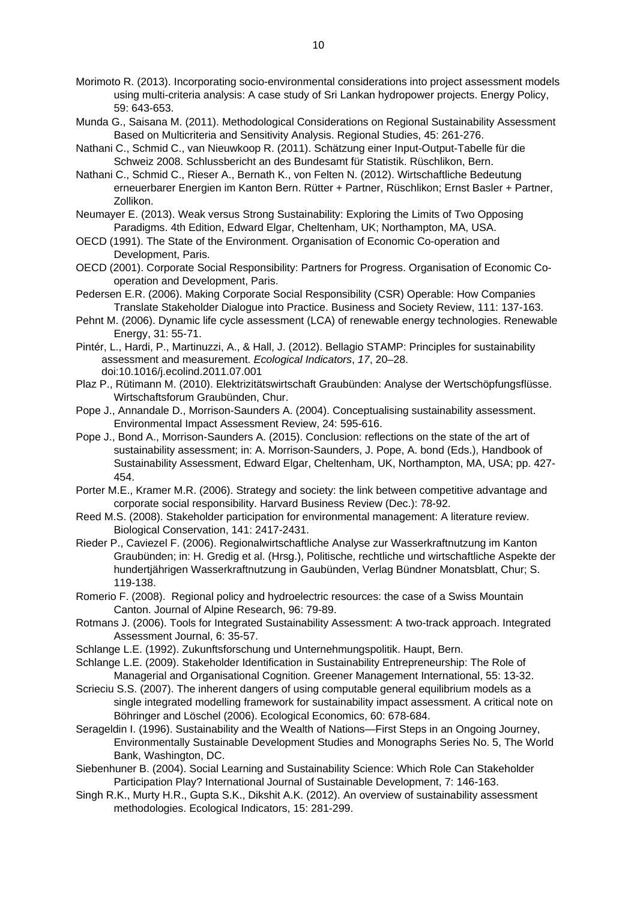Morimoto R. (2013). Incorporating socio-environmental considerations into project assessment models using multi-criteria analysis: A case study of Sri Lankan hydropower projects. Energy Policy, 59: 643-653.

Munda G., Saisana M. (2011). Methodological Considerations on Regional Sustainability Assessment Based on Multicriteria and Sensitivity Analysis. Regional Studies, 45: 261-276.

Nathani C., Schmid C., van Nieuwkoop R. (2011). Schätzung einer Input-Output-Tabelle für die Schweiz 2008. Schlussbericht an des Bundesamt für Statistik. Rüschlikon, Bern.

Nathani C., Schmid C., Rieser A., Bernath K., von Felten N. (2012). Wirtschaftliche Bedeutung erneuerbarer Energien im Kanton Bern. Rütter + Partner, Rüschlikon; Ernst Basler + Partner, Zollikon.

Neumayer E. (2013). Weak versus Strong Sustainability: Exploring the Limits of Two Opposing Paradigms. 4th Edition, Edward Elgar, Cheltenham, UK; Northampton, MA, USA.

OECD (1991). The State of the Environment. Organisation of Economic Co-operation and Development, Paris.

OECD (2001). Corporate Social Responsibility: Partners for Progress. Organisation of Economic Co-operation and Development, Paris.

Pedersen E.R. (2006). Making Corporate Social Responsibility (CSR) Operable: How Companies Translate Stakeholder Dialogue into Practice. Business and Society Review, 111: 137-163.

Pehnt M. (2006). Dynamic life cycle assessment (LCA) of renewable energy technologies. Renewable Energy, 31: 55-71.

Pintér, L., Hardi, P., Martinuzzi, A., & Hall, J. (2012). Bellagio STAMP: Principles for sustainability assessment and measurement. *Ecological Indicators*, *17*, 20–28. doi:10.1016/j.ecolind.2011.07.001

Plaz P., Rütimann M. (2010). Elektrizitätswirtschaft Graubünden: Analyse der Wertschöpfungsflüsse. Wirtschaftsforum Graubünden, Chur.

Pope J., Annandale D., Morrison-Saunders A. (2004). Conceptualising sustainability assessment. Environmental Impact Assessment Review, 24: 595-616.

Pope J., Bond A., Morrison-Saunders A. (2015). Conclusion: reflections on the state of the art of sustainability assessment; in: A. Morrison-Saunders, J. Pope, A. bond (Eds.), Handbook of Sustainability Assessment, Edward Elgar, Cheltenham, UK, Northampton, MA, USA; pp. 427-454.

Porter M.E., Kramer M.R. (2006). Strategy and society: the link between competitive advantage and corporate social responsibility. Harvard Business Review (Dec.): 78-92.

Reed M.S. (2008). Stakeholder participation for environmental management: A literature review. Biological Conservation, 141: 2417-2431.

Rieder P., Caviezel F. (2006). Regionalwirtschaftliche Analyse zur Wasserkraftnutzung im Kanton Graubünden; in: H. Gredig et al. (Hrsg.), Politische, rechtliche und wirtschaftliche Aspekte der hundertjährigen Wasserkraftnutzung in Gaubünden, Verlag Bündner Monatsblatt, Chur; S. 119-138.

Romerio F. (2008). Regional policy and hydroelectric resources: the case of a Swiss Mountain Canton. Journal of Alpine Research, 96: 79-89.

Rotmans J. (2006). Tools for Integrated Sustainability Assessment: A two-track approach. Integrated Assessment Journal, 6: 35-57.

Schlange L.E. (1992). Zukunftsforschung und Unternehmungspolitik. Haupt, Bern.

Schlange L.E. (2009). Stakeholder Identification in Sustainability Entrepreneurship: The Role of Managerial and Organisational Cognition. Greener Management International, 55: 13-32.

Scrieciu S.S. (2007). The inherent dangers of using computable general equilibrium models as a single integrated modelling framework for sustainability impact assessment. A critical note on Böhringer and Löschel (2006). Ecological Economics, 60: 678-684.

Serageldin I. (1996). Sustainability and the Wealth of Nations—First Steps in an Ongoing Journey, Environmentally Sustainable Development Studies and Monographs Series No. 5, The World Bank, Washington, DC.

Siebenhuner B. (2004). Social Learning and Sustainability Science: Which Role Can Stakeholder Participation Play? International Journal of Sustainable Development, 7: 146-163.

Singh R.K., Murty H.R., Gupta S.K., Dikshit A.K. (2012). An overview of sustainability assessment methodologies. Ecological Indicators, 15: 281-299.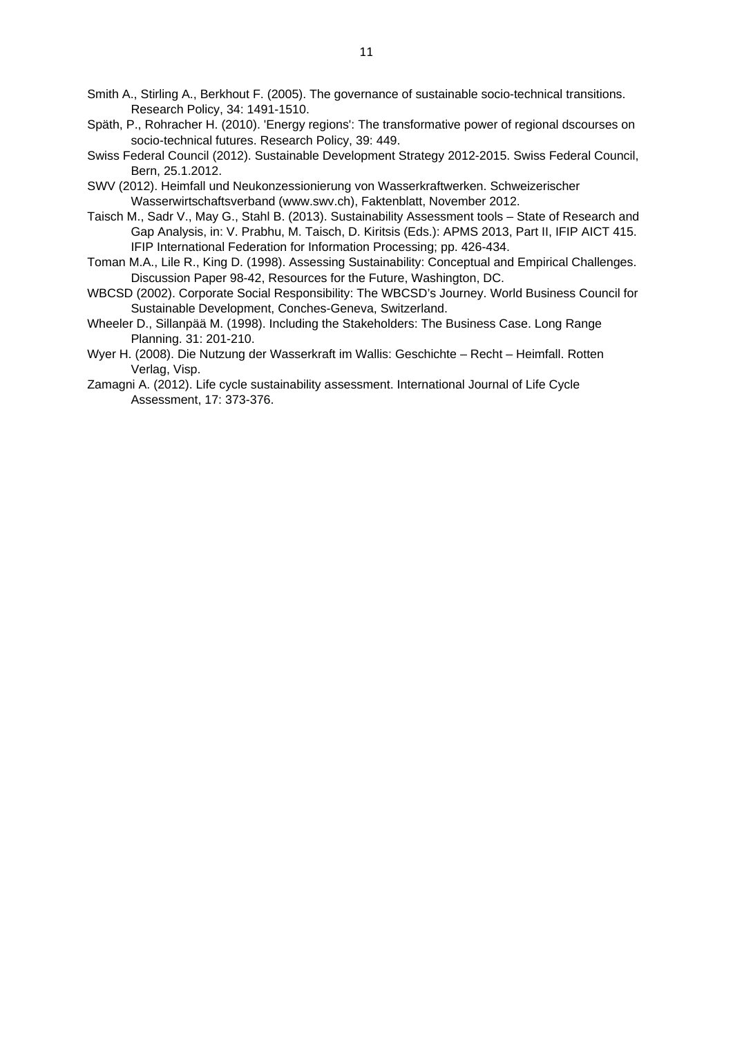Smith A., Stirling A., Berkhout F. (2005). The governance of sustainable socio-technical transitions. Research Policy, 34: 1491-1510.

Späth, P., Rohracher H. (2010). 'Energy regions': The transformative power of regional dscourses on socio-technical futures. Research Policy, 39: 449.

Swiss Federal Council (2012). Sustainable Development Strategy 2012-2015. Swiss Federal Council, Bern, 25.1.2012.

SWV (2012). Heimfall und Neukonzessionierung von Wasserkraftwerken. Schweizerischer Wasserwirtschaftsverband (www.swv.ch), Faktenblatt, November 2012.

Taisch M., Sadr V., May G., Stahl B. (2013). Sustainability Assessment tools – State of Research and Gap Analysis, in: V. Prabhu, M. Taisch, D. Kiritsis (Eds.): APMS 2013, Part II, IFIP AICT 415. IFIP International Federation for Information Processing; pp. 426-434.

Toman M.A., Lile R., King D. (1998). Assessing Sustainability: Conceptual and Empirical Challenges. Discussion Paper 98-42, Resources for the Future, Washington, DC.

WBCSD (2002). Corporate Social Responsibility: The WBCSD's Journey. World Business Council for Sustainable Development, Conches-Geneva, Switzerland.

Wheeler D., Sillanpää M. (1998). Including the Stakeholders: The Business Case. Long Range Planning. 31: 201-210.

Wyer H. (2008). Die Nutzung der Wasserkraft im Wallis: Geschichte – Recht – Heimfall. Rotten Verlag, Visp.

Zamagni A. (2012). Life cycle sustainability assessment. International Journal of Life Cycle Assessment, 17: 373-376.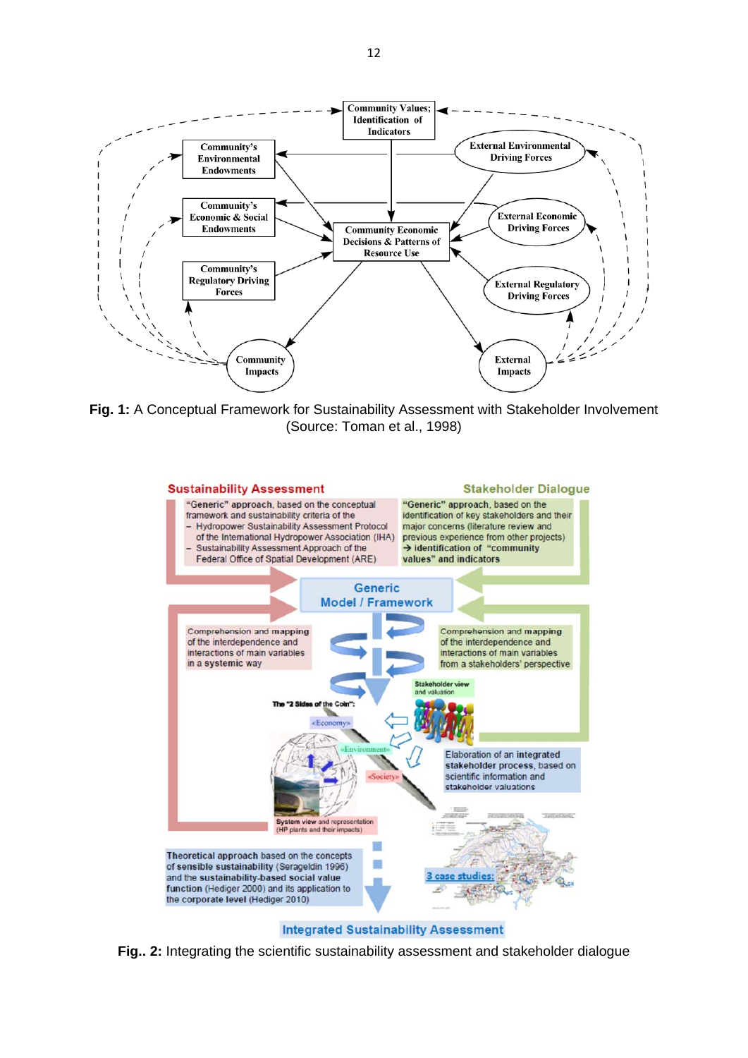Community Values; Identification of Indicators

Community's Environmental Endowments

External Environmental Driving Forces

Community's Economic & Social Endowments

Community Economic Decisions & Patterns of Resource Use

External Economic Driving Forces

Community's Regulatory Driving Forces

External Regulatory Driving Forces

Community Impacts

External Impacts

**Fig. 1:** A Conceptual Framework for Sustainability Assessment with Stakeholder Involvement (Source: Toman et al., 1998)

Sustainability Assessment

Stakeholder Dialogue

"Generic" approach, based on the conceptual framework and sustainability criteria of the
- Hydropower Sustainability Assessment Protocol of the International Hydropower Association (IHA)
- Sustainability Assessment Approach of the Federal Office of Spatial Development (ARE)

"Generic" approach, based on the identification of key stakeholders and their major concerns (literature review and previous experience from other projects) → identification of "community values" and indicators

Generic Model / Framework

Comprehension and mapping of the interdependence and interactions of main variables in a systemic way

Comprehension and mapping of the interdependence and interactions of main variables from a stakeholders' perspective

Stakeholder view and valuation

The "2 Sides of the Coin":

«Economy»

«Environment»

«Society»

Elaboration of an integrated stakeholder process, based on scientific information and stakeholder valuations

System view and representation (HP plants and their impacts)

Theoretical approach based on the concepts of sensible sustainability (Serageldin 1996) and the sustainability-based social value function (Hediger 2000) and its application to the corporate level (Hediger 2010)

3 case studies:

Integrated Sustainability Assessment

**Fig.. 2:** Integrating the scientific sustainability assessment and stakeholder dialogue